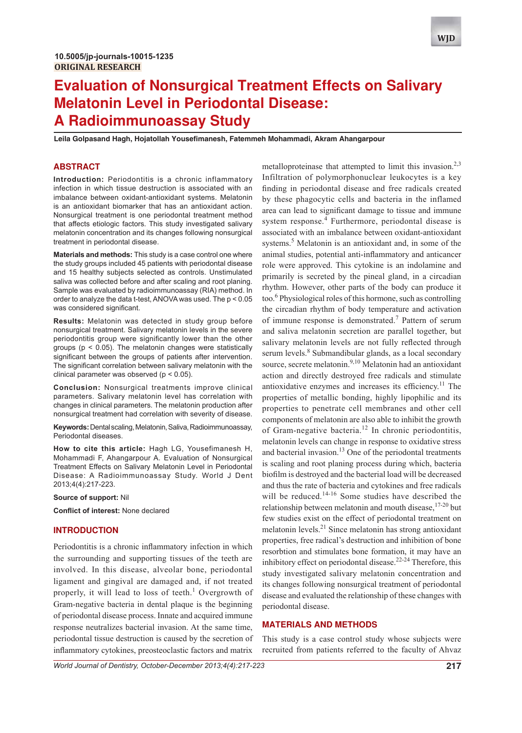10.5005/jp-journals-10015-1235

ORIGINAL RESEARCH

# Evaluation of Nonsurgical Treatment Effects on Salivary Melatonin Level in Periodontal Disease: A Radioimmunoassay Study

**Leila Golpasand Hagh, Hojatollah Yousefimanesh, Fatemmeh Mohammadi, Akram Ahangarpour**

## ABSTRACT

**Introduction:** Periodontitis is a chronic inflammatory infection in which tissue destruction is associated with an imbalance between oxidant-antioxidant systems. Melatonin is an antioxidant biomarker that has an antioxidant action. Nonsurgical treatment is one periodontal treatment method that affects etiologic factors. This study investigated salivary melatonin concentration and its changes following nonsurgical treatment in periodontal disease.

**Materials and methods:** This study is a case control one where the study groups included 45 patients with periodontal disease and 15 healthy subjects selected as controls. Unstimulated saliva was collected before and after scaling and root planing. Sample was evaluated by radioimmunoassay (RIA) method. In order to analyze the data t-test, ANOVA was used. The $p < 0.05$ was considered significant.

**Results:** Melatonin was detected in study group before nonsurgical treatment. Salivary melatonin levels in the severe periodontitis group were significantly lower than the other groups ($p < 0.05$). The melatonin changes were statistically significant between the groups of patients after intervention. The significant correlation between salivary melatonin with the clinical parameter was observed ($p < 0.05$).

**Conclusion:** Nonsurgical treatments improve clinical parameters. Salivary melatonin level has correlation with changes in clinical parameters. The melatonin production after nonsurgical treatment had correlation with severity of disease.

**Keywords:** Dental scaling, Melatonin, Saliva, Radioimmunoassay, Periodontal diseases.

**How to cite this article:** Hagh LG, Yousefimanesh H, Mohammadi F, Ahangarpour A. Evaluation of Nonsurgical Treatment Effects on Salivary Melatonin Level in Periodontal Disease: A Radioimmunoassay Study. World J Dent 2013;4(4):217-223.

**Source of support:** Nil

**Conflict of interest:** None declared

## INTRODUCTION

Periodontitis is a chronic inflammatory infection in which the surrounding and supporting tissues of the teeth are involved. In this disease, alveolar bone, periodontal ligament and gingival are damaged and, if not treated properly, it will lead to loss of teeth.[1] Overgrowth of Gram-negative bacteria in dental plaque is the beginning of periodontal disease process. Innate and acquired immune response neutralizes bacterial invasion. At the same time, periodontal tissue destruction is caused by the secretion of inflammatory cytokines, preosteoclastic factors and matrix metalloproteinase that attempted to limit this invasion.[2,3] Infiltration of polymorphonuclear leukocytes is a key finding in periodontal disease and free radicals created by these phagocytic cells and bacteria in the inflamed area can lead to significant damage to tissue and immune system response.[4] Furthermore, periodontal disease is associated with an imbalance between oxidant-antioxidant systems.[5] Melatonin is an antioxidant and, in some of the animal studies, potential anti-inflammatory and anticancer role were approved. This cytokine is an indolamine and primarily is secreted by the pineal gland, in a circadian rhythm. However, other parts of the body can produce it too.[6] Physiological roles of this hormone, such as controlling the circadian rhythm of body temperature and activation of immune response is demonstrated.[7] Pattern of serum and saliva melatonin secretion are parallel together, but salivary melatonin levels are not fully reflected through serum levels.[8] Submandibular glands, as a local secondary source, secrete melatonin.[9,10] Melatonin had an antioxidant action and directly destroyed free radicals and stimulate antioxidative enzymes and increases its efficiency.[11] The properties of metallic bonding, highly lipophilic and its properties to penetrate cell membranes and other cell components of melatonin are also able to inhibit the growth of Gram-negative bacteria.[12] In chronic periodontitis, melatonin levels can change in response to oxidative stress and bacterial invasion.[13] One of the periodontal treatments is scaling and root planing process during which, bacteria biofilm is destroyed and the bacterial load will be decreased and thus the rate of bacteria and cytokines and free radicals will be reduced.[14-16] Some studies have described the relationship between melatonin and mouth disease,[17-20] but few studies exist on the effect of periodontal treatment on melatonin levels.[21] Since melatonin has strong antioxidant properties, free radical's destruction and inhibition of bone resorbtion and stimulates bone formation, it may have an inhibitory effect on periodontal disease.[22-24] Therefore, this study investigated salivary melatonin concentration and its changes following nonsurgical treatment of periodontal disease and evaluated the relationship of these changes with periodontal disease.

## MATERIALS AND METHODS

This study is a case control study whose subjects were recruited from patients referred to the faculty of Ahvaz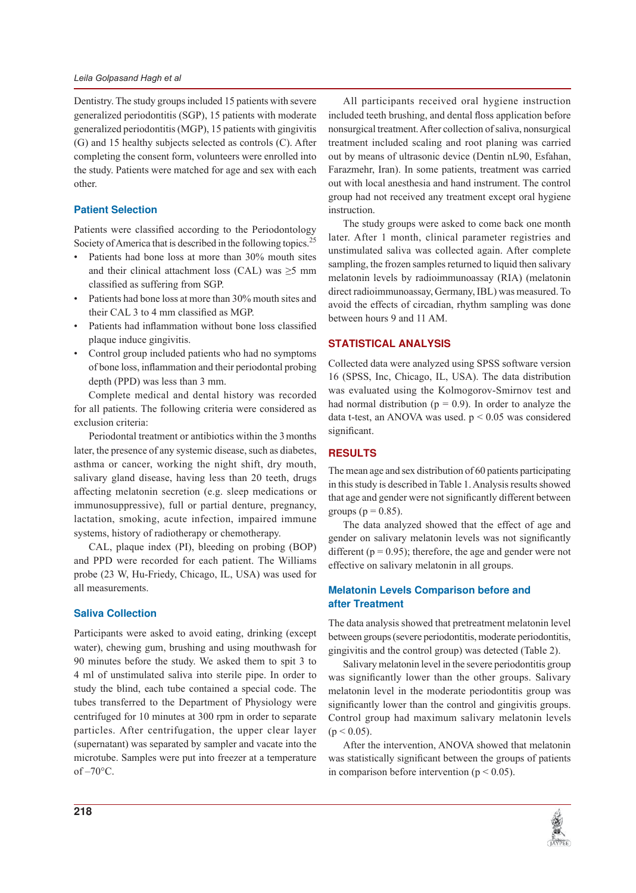Dentistry. The study groups included 15 patients with severe generalized periodontitis (SGP), 15 patients with moderate generalized periodontitis (MGP), 15 patients with gingivitis (G) and 15 healthy subjects selected as controls (C). After completing the consent form, volunteers were enrolled into the study. Patients were matched for age and sex with each other.

## Patient Selection

Patients were classified according to the Periodontology Society of America that is described in the following topics.[25]

- Patients had bone loss at more than 30% mouth sites and their clinical attachment loss (CAL) was ≥5 mm classified as suffering from SGP.
- Patients had bone loss at more than 30% mouth sites and their CAL 3 to 4 mm classified as MGP.
- Patients had inflammation without bone loss classified plaque induce gingivitis.
- Control group included patients who had no symptoms of bone loss, inflammation and their periodontal probing depth (PPD) was less than 3 mm.

Complete medical and dental history was recorded for all patients. The following criteria were considered as exclusion criteria:

Periodontal treatment or antibiotics within the 3 months later, the presence of any systemic disease, such as diabetes, asthma or cancer, working the night shift, dry mouth, salivary gland disease, having less than 20 teeth, drugs affecting melatonin secretion (e.g. sleep medications or immunosuppressive), full or partial denture, pregnancy, lactation, smoking, acute infection, impaired immune systems, history of radiotherapy or chemotherapy.

CAL, plaque index (PI), bleeding on probing (BOP) and PPD were recorded for each patient. The Williams probe (23 W, Hu-Friedy, Chicago, IL, USA) was used for all measurements.

## Saliva Collection

Participants were asked to avoid eating, drinking (except water), chewing gum, brushing and using mouthwash for 90 minutes before the study. We asked them to spit 3 to 4 ml of unstimulated saliva into sterile pipe. In order to study the blind, each tube contained a special code. The tubes transferred to the Department of Physiology were centrifuged for 10 minutes at 300 rpm in order to separate particles. After centrifugation, the upper clear layer (supernatant) was separated by sampler and vacate into the microtube. Samples were put into freezer at a temperature of –70°C.

All participants received oral hygiene instruction included teeth brushing, and dental floss application before nonsurgical treatment. After collection of saliva, nonsurgical treatment included scaling and root planing was carried out by means of ultrasonic device (Dentin nL90, Esfahan, Farazmehr, Iran). In some patients, treatment was carried out with local anesthesia and hand instrument. The control group had not received any treatment except oral hygiene instruction.

The study groups were asked to come back one month later. After 1 month, clinical parameter registries and unstimulated saliva was collected again. After complete sampling, the frozen samples returned to liquid then salivary melatonin levels by radioimmunoassay (RIA) (melatonin direct radioimmunoassay, Germany, IBL) was measured. To avoid the effects of circadian, rhythm sampling was done between hours 9 and 11 AM.

# STATISTICAL ANALYSIS

Collected data were analyzed using SPSS software version 16 (SPSS, Inc, Chicago, IL, USA). The data distribution was evaluated using the Kolmogorov-Smirnov test and had normal distribution ($p = 0.9$). In order to analyze the data t-test, an ANOVA was used. $p < 0.05$ was considered significant.

# RESULTS

The mean age and sex distribution of 60 patients participating in this study is described in Table 1. Analysis results showed that age and gender were not significantly different between groups ($p = 0.85$).

The data analyzed showed that the effect of age and gender on salivary melatonin levels was not significantly different ($p = 0.95$); therefore, the age and gender were not effective on salivary melatonin in all groups.

## Melatonin Levels Comparison before and after Treatment

The data analysis showed that pretreatment melatonin level between groups (severe periodontitis, moderate periodontitis, gingivitis and the control group) was detected (Table 2).

Salivary melatonin level in the severe periodontitis group was significantly lower than the other groups. Salivary melatonin level in the moderate periodontitis group was significantly lower than the control and gingivitis groups. Control group had maximum salivary melatonin levels ($p < 0.05$).

After the intervention, ANOVA showed that melatonin was statistically significant between the groups of patients in comparison before intervention ($p < 0.05$).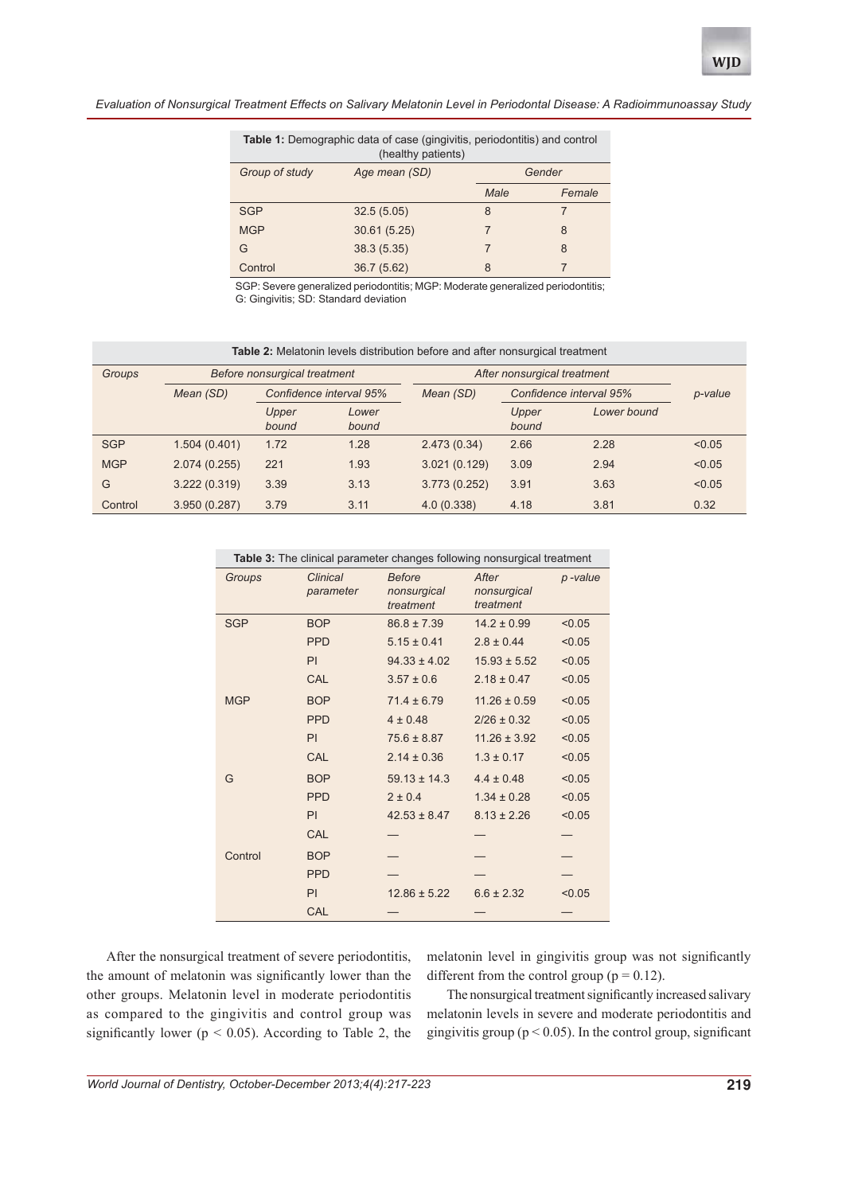**Table 1:** Demographic data of case (gingivitis, periodontitis) and control (healthy patients)

| Group of study | Age mean (SD) | Gender | |
|---|---|---|---|
| | | Male | Female |
| SGP | 32.5 (5.05) | 8 | 7 |
| MGP | 30.61 (5.25) | 7 | 8 |
| G | 38.3 (5.35) | 7 | 8 |
| Control | 36.7 (5.62) | 8 | 7 |

SGP: Severe generalized periodontitis; MGP: Moderate generalized periodontitis; G: Gingivitis; SD: Standard deviation

**Table 2:** Melatonin levels distribution before and after nonsurgical treatment

| Groups | Before nonsurgical treatment | | | After nonsurgical treatment | | | p-value |
|---|---|---|---|---|---|---|---|
| | Mean (SD) | Confidence interval 95% | | Mean (SD) | Confidence interval 95% | | |
| | | Upper bound | Lower bound | | Upper bound | Lower bound | |
| SGP | 1.504 (0.401) | 1.72 | 1.28 | 2.473 (0.34) | 2.66 | 2.28 | <0.05 |
| MGP | 2.074 (0.255) | 221 | 1.93 | 3.021 (0.129) | 3.09 | 2.94 | <0.05 |
| G | 3.222 (0.319) | 3.39 | 3.13 | 3.773 (0.252) | 3.91 | 3.63 | <0.05 |
| Control | 3.950 (0.287) | 3.79 | 3.11 | 4.0 (0.338) | 4.18 | 3.81 | 0.32 |

**Table 3:** The clinical parameter changes following nonsurgical treatment

| Groups | Clinical parameter | Before nonsurgical treatment | After nonsurgical treatment | p -value |
|---|---|---|---|---|
| SGP | BOP | 86.8 ± 7.39 | 14.2 ± 0.99 | <0.05 |
| | PPD | 5.15 ± 0.41 | 2.8 ± 0.44 | <0.05 |
| | PI | 94.33 ± 4.02 | 15.93 ± 5.52 | <0.05 |
| | CAL | 3.57 ± 0.6 | 2.18 ± 0.47 | <0.05 |
| MGP | BOP | 71.4 ± 6.79 | 11.26 ± 0.59 | <0.05 |
| | PPD | 4 ± 0.48 | 2/26 ± 0.32 | <0.05 |
| | PI | 75.6 ± 8.87 | 11.26 ± 3.92 | <0.05 |
| | CAL | 2.14 ± 0.36 | 1.3 ± 0.17 | <0.05 |
| G | BOP | 59.13 ± 14.3 | 4.4 ± 0.48 | <0.05 |
| | PPD | 2 ± 0.4 | 1.34 ± 0.28 | <0.05 |
| | PI | 42.53 ± 8.47 | 8.13 ± 2.26 | <0.05 |
| | CAL | — | — | — |
| Control | BOP | — | — | — |
| | PPD | — | — | — |
| | PI | 12.86 ± 5.22 | 6.6 ± 2.32 | <0.05 |
| | CAL | — | — | — |

After the nonsurgical treatment of severe periodontitis, the amount of melatonin was significantly lower than the other groups. Melatonin level in moderate periodontitis as compared to the gingivitis and control group was significantly lower ($p < 0.05$). According to Table 2, the melatonin level in gingivitis group was not significantly different from the control group ($p = 0.12$).

The nonsurgical treatment significantly increased salivary melatonin levels in severe and moderate periodontitis and gingivitis group ($p < 0.05$). In the control group, significant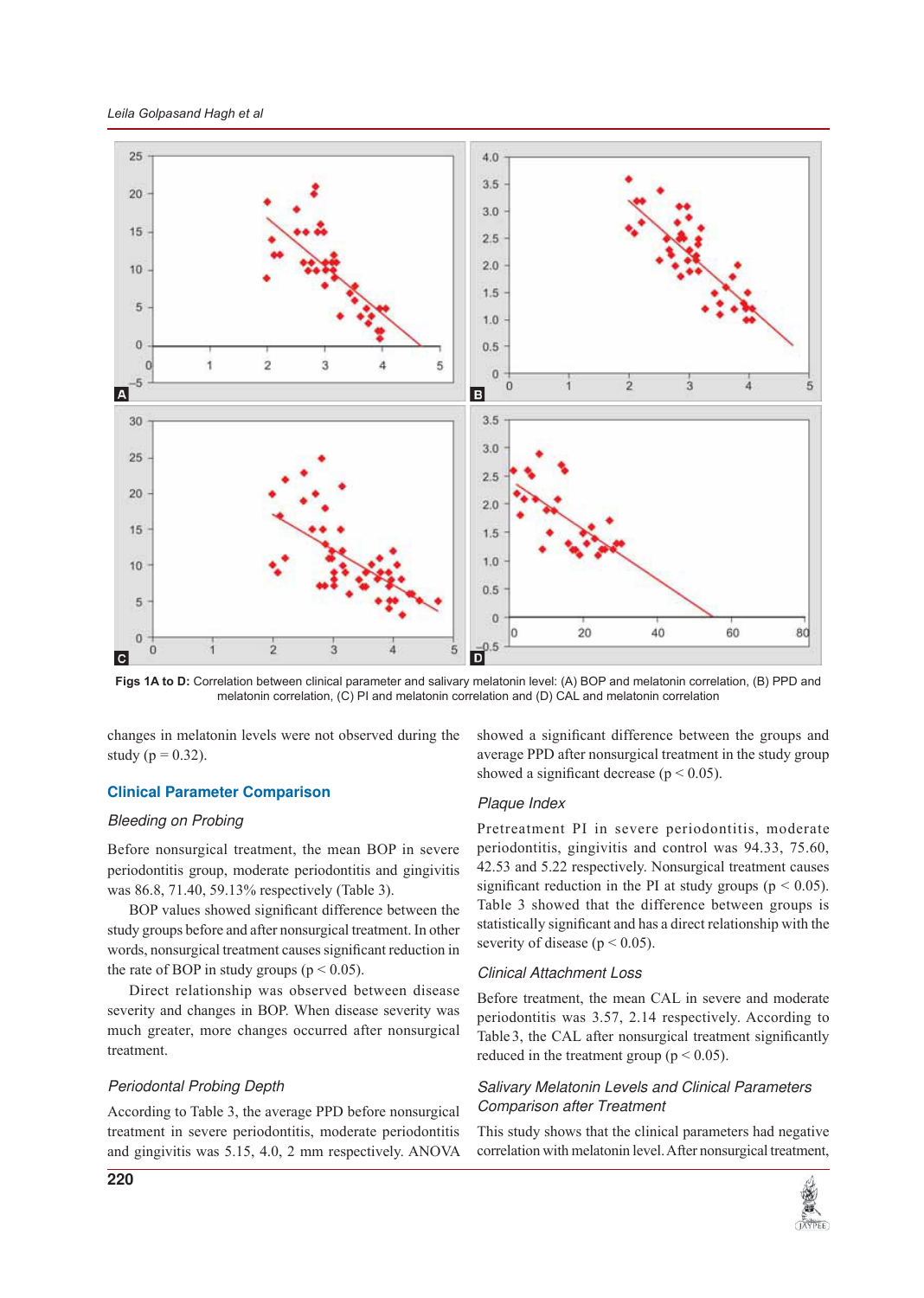Figs 1A to D: Correlation between clinical parameter and salivary melatonin level: (A) BOP and melatonin correlation, (B) PPD and melatonin correlation, (C) PI and melatonin correlation and (D) CAL and melatonin correlation

changes in melatonin levels were not observed during the study ($p = 0.32$).

## Clinical Parameter Comparison

### *Bleeding on Probing*

Before nonsurgical treatment, the mean BOP in severe periodontitis group, moderate periodontitis and gingivitis was 86.8, 71.40, 59.13% respectively (Table 3).

BOP values showed significant difference between the study groups before and after nonsurgical treatment. In other words, nonsurgical treatment causes significant reduction in the rate of BOP in study groups ($p < 0.05$).

Direct relationship was observed between disease severity and changes in BOP. When disease severity was much greater, more changes occurred after nonsurgical treatment.

### *Periodontal Probing Depth*

According to Table 3, the average PPD before nonsurgical treatment in severe periodontitis, moderate periodontitis and gingivitis was 5.15, 4.0, 2 mm respectively. ANOVA showed a significant difference between the groups and average PPD after nonsurgical treatment in the study group showed a significant decrease ($p < 0.05$).

### *Plaque Index*

Pretreatment PI in severe periodontitis, moderate periodontitis, gingivitis and control was 94.33, 75.60, 42.53 and 5.22 respectively. Nonsurgical treatment causes significant reduction in the PI at study groups ($p < 0.05$). Table 3 showed that the difference between groups is statistically significant and has a direct relationship with the severity of disease ($p < 0.05$).

### *Clinical Attachment Loss*

Before treatment, the mean CAL in severe and moderate periodontitis was 3.57, 2.14 respectively. According to Table 3, the CAL after nonsurgical treatment significantly reduced in the treatment group ($p < 0.05$).

### *Salivary Melatonin Levels and Clinical Parameters Comparison after Treatment*

This study shows that the clinical parameters had negative correlation with melatonin level. After nonsurgical treatment,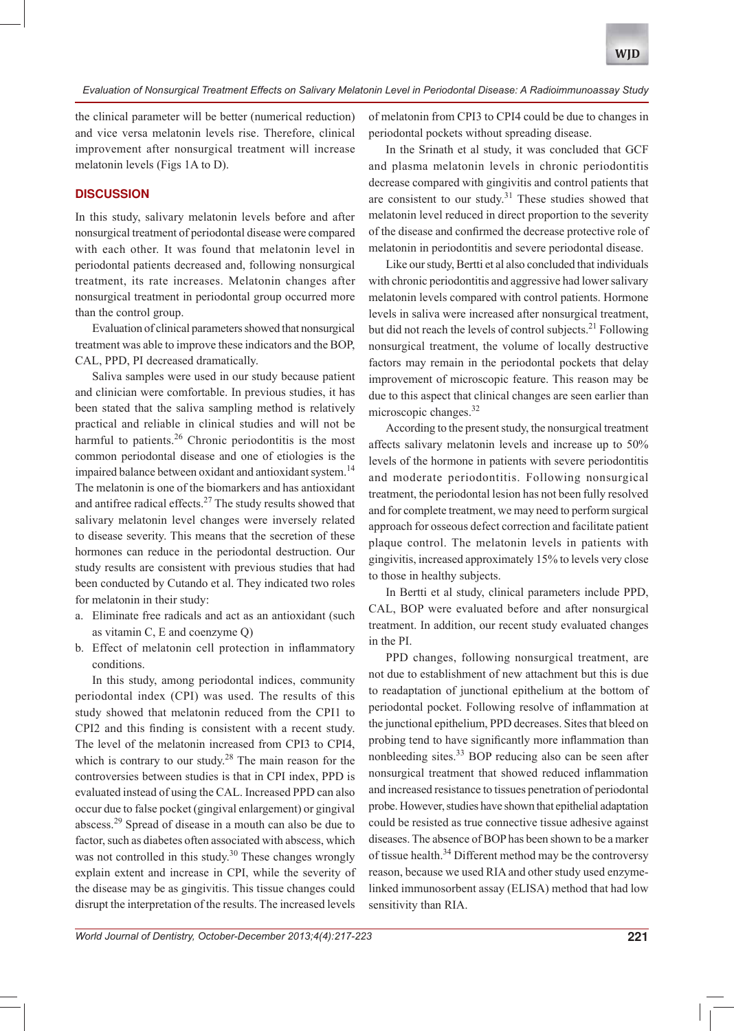the clinical parameter will be better (numerical reduction) and vice versa melatonin levels rise. Therefore, clinical improvement after nonsurgical treatment will increase melatonin levels (Figs 1A to D).

## DISCUSSION

In this study, salivary melatonin levels before and after nonsurgical treatment of periodontal disease were compared with each other. It was found that melatonin level in periodontal patients decreased and, following nonsurgical treatment, its rate increases. Melatonin changes after nonsurgical treatment in periodontal group occurred more than the control group.

Evaluation of clinical parameters showed that nonsurgical treatment was able to improve these indicators and the BOP, CAL, PPD, PI decreased dramatically.

Saliva samples were used in our study because patient and clinician were comfortable. In previous studies, it has been stated that the saliva sampling method is relatively practical and reliable in clinical studies and will not be harmful to patients.[26] Chronic periodontitis is the most common periodontal disease and one of etiologies is the impaired balance between oxidant and antioxidant system.[14] The melatonin is one of the biomarkers and has antioxidant and antifree radical effects.[27] The study results showed that salivary melatonin level changes were inversely related to disease severity. This means that the secretion of these hormones can reduce in the periodontal destruction. Our study results are consistent with previous studies that had been conducted by Cutando et al. They indicated two roles for melatonin in their study:

a. Eliminate free radicals and act as an antioxidant (such as vitamin C, E and coenzyme Q)
b. Effect of melatonin cell protection in inflammatory conditions.

In this study, among periodontal indices, community periodontal index (CPI) was used. The results of this study showed that melatonin reduced from the CPI1 to CPI2 and this finding is consistent with a recent study. The level of the melatonin increased from CPI3 to CPI4, which is contrary to our study.[28] The main reason for the controversies between studies is that in CPI index, PPD is evaluated instead of using the CAL. Increased PPD can also occur due to false pocket (gingival enlargement) or gingival abscess.[29] Spread of disease in a mouth can also be due to factor, such as diabetes often associated with abscess, which was not controlled in this study.[30] These changes wrongly explain extent and increase in CPI, while the severity of the disease may be as gingivitis. This tissue changes could disrupt the interpretation of the results. The increased levels of melatonin from CPI3 to CPI4 could be due to changes in periodontal pockets without spreading disease.

In the Srinath et al study, it was concluded that GCF and plasma melatonin levels in chronic periodontitis decrease compared with gingivitis and control patients that are consistent to our study.[31] These studies showed that melatonin level reduced in direct proportion to the severity of the disease and confirmed the decrease protective role of melatonin in periodontitis and severe periodontal disease.

Like our study, Bertti et al also concluded that individuals with chronic periodontitis and aggressive had lower salivary melatonin levels compared with control patients. Hormone levels in saliva were increased after nonsurgical treatment, but did not reach the levels of control subjects.[21] Following nonsurgical treatment, the volume of locally destructive factors may remain in the periodontal pockets that delay improvement of microscopic feature. This reason may be due to this aspect that clinical changes are seen earlier than microscopic changes.[32]

According to the present study, the nonsurgical treatment affects salivary melatonin levels and increase up to 50% levels of the hormone in patients with severe periodontitis and moderate periodontitis. Following nonsurgical treatment, the periodontal lesion has not been fully resolved and for complete treatment, we may need to perform surgical approach for osseous defect correction and facilitate patient plaque control. The melatonin levels in patients with gingivitis, increased approximately 15% to levels very close to those in healthy subjects.

In Bertti et al study, clinical parameters include PPD, CAL, BOP were evaluated before and after nonsurgical treatment. In addition, our recent study evaluated changes in the PI.

PPD changes, following nonsurgical treatment, are not due to establishment of new attachment but this is due to readaptation of junctional epithelium at the bottom of periodontal pocket. Following resolve of inflammation at the junctional epithelium, PPD decreases. Sites that bleed on probing tend to have significantly more inflammation than nonbleeding sites.[33] BOP reducing also can be seen after nonsurgical treatment that showed reduced inflammation and increased resistance to tissues penetration of periodontal probe. However, studies have shown that epithelial adaptation could be resisted as true connective tissue adhesive against diseases. The absence of BOP has been shown to be a marker of tissue health.[34] Different method may be the controversy reason, because we used RIA and other study used enzyme-linked immunosorbent assay (ELISA) method that had low sensitivity than RIA.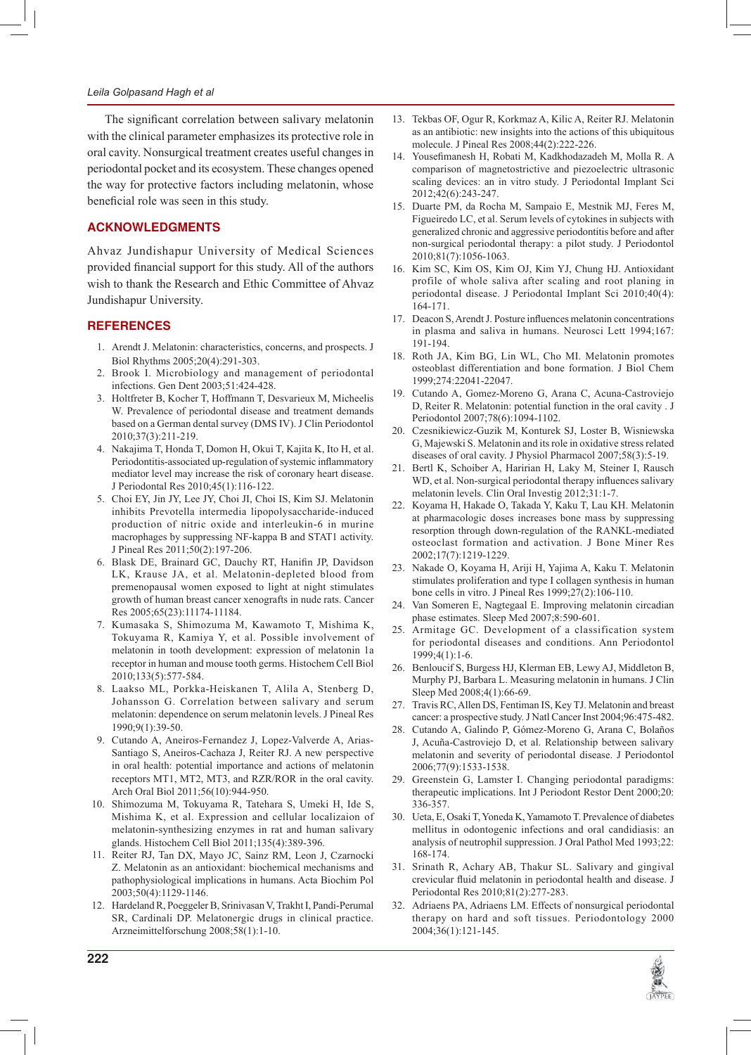The significant correlation between salivary melatonin with the clinical parameter emphasizes its protective role in oral cavity. Nonsurgical treatment creates useful changes in periodontal pocket and its ecosystem. These changes opened the way for protective factors including melatonin, whose beneficial role was seen in this study.

## ACKNOWLEDGMENTS

Ahvaz Jundishapur University of Medical Sciences provided financial support for this study. All of the authors wish to thank the Research and Ethic Committee of Ahvaz Jundishapur University.

## REFERENCES

1. Arendt J. Melatonin: characteristics, concerns, and prospects. J Biol Rhythms 2005;20(4):291-303.
2. Brook I. Microbiology and management of periodontal infections. Gen Dent 2003;51:424-428.
3. Holtfreter B, Kocher T, Hoffmann T, Desvarieux M, Micheelis W. Prevalence of periodontal disease and treatment demands based on a German dental survey (DMS IV). J Clin Periodontol 2010;37(3):211-219.
4. Nakajima T, Honda T, Domon H, Okui T, Kajita K, Ito H, et al. Periodontitis-associated up-regulation of systemic inflammatory mediator level may increase the risk of coronary heart disease. J Periodontal Res 2010;45(1):116-122.
5. Choi EY, Jin JY, Lee JY, Choi JI, Choi IS, Kim SJ. Melatonin inhibits Prevotella intermedia lipopolysaccharide-induced production of nitric oxide and interleukin-6 in murine macrophages by suppressing NF-kappa B and STAT1 activity. J Pineal Res 2011;50(2):197-206.
6. Blask DE, Brainard GC, Dauchy RT, Hanifin JP, Davidson LK, Krause JA, et al. Melatonin-depleted blood from premenopausal women exposed to light at night stimulates growth of human breast cancer xenografts in nude rats. Cancer Res 2005;65(23):11174-11184.
7. Kumasaka S, Shimozuma M, Kawamoto T, Mishima K, Tokuyama R, Kamiya Y, et al. Possible involvement of melatonin in tooth development: expression of melatonin 1a receptor in human and mouse tooth germs. Histochem Cell Biol 2010;133(5):577-584.
8. Laakso ML, Porkka-Heiskanen T, Alila A, Stenberg D, Johansson G. Correlation between salivary and serum melatonin: dependence on serum melatonin levels. J Pineal Res 1990;9(1):39-50.
9. Cutando A, Aneiros-Fernandez J, Lopez-Valverde A, Arias-Santiago S, Aneiros-Cachaza J, Reiter RJ. A new perspective in oral health: potential importance and actions of melatonin receptors MT1, MT2, MT3, and RZR/ROR in the oral cavity. Arch Oral Biol 2011;56(10):944-950.
10. Shimozuma M, Tokuyama R, Tatehara S, Umeki H, Ide S, Mishima K, et al. Expression and cellular localizaion of melatonin-synthesizing enzymes in rat and human salivary glands. Histochem Cell Biol 2011;135(4):389-396.
11. Reiter RJ, Tan DX, Mayo JC, Sainz RM, Leon J, Czarnocki Z. Melatonin as an antioxidant: biochemical mechanisms and pathophysiological implications in humans. Acta Biochim Pol 2003;50(4):1129-1146.
12. Hardeland R, Poeggeler B, Srinivasan V, Trakht I, Pandi-Perumal SR, Cardinali DP. Melatonergic drugs in clinical practice. Arzneimittelforschung 2008;58(1):1-10.
13. Tekbas OF, Ogur R, Korkmaz A, Kilic A, Reiter RJ. Melatonin as an antibiotic: new insights into the actions of this ubiquitous molecule. J Pineal Res 2008;44(2):222-226.
14. Yousefimanesh H, Robati M, Kadkhodazadeh M, Molla R. A comparison of magnetostrictive and piezoelectric ultrasonic scaling devices: an in vitro study. J Periodontal Implant Sci 2012;42(6):243-247.
15. Duarte PM, da Rocha M, Sampaio E, Mestnik MJ, Feres M, Figueiredo LC, et al. Serum levels of cytokines in subjects with generalized chronic and aggressive periodontitis before and after non-surgical periodontal therapy: a pilot study. J Periodontol 2010;81(7):1056-1063.
16. Kim SC, Kim OS, Kim OJ, Kim YJ, Chung HJ. Antioxidant profile of whole saliva after scaling and root planing in periodontal disease. J Periodontal Implant Sci 2010;40(4):164-171.
17. Deacon S, Arendt J. Posture influences melatonin concentrations in plasma and saliva in humans. Neurosci Lett 1994;167:191-194.
18. Roth JA, Kim BG, Lin WL, Cho MI. Melatonin promotes osteoblast differentiation and bone formation. J Biol Chem 1999;274:22041-22047.
19. Cutando A, Gomez-Moreno G, Arana C, Acuna-Castroviejo D, Reiter R. Melatonin: potential function in the oral cavity . J Periodontol 2007;78(6):1094-1102.
20. Czesnikiewicz-Guzik M, Konturek SJ, Loster B, Wisniewska G, Majewski S. Melatonin and its role in oxidative stress related diseases of oral cavity. J Physiol Pharmacol 2007;58(3):5-19.
21. Bertl K, Schoiber A, Haririan H, Laky M, Steiner I, Rausch WD, et al. Non-surgical periodontal therapy influences salivary melatonin levels. Clin Oral Investig 2012;31:1-7.
22. Koyama H, Hakade O, Takada Y, Kaku T, Lau KH. Melatonin at pharmacologic doses increases bone mass by suppressing resorption through down-regulation of the RANKL-mediated osteoclast formation and activation. J Bone Miner Res 2002;17(7):1219-1229.
23. Nakade O, Koyama H, Ariji H, Yajima A, Kaku T. Melatonin stimulates proliferation and type I collagen synthesis in human bone cells in vitro. J Pineal Res 1999;27(2):106-110.
24. Van Someren E, Nagtegaal E. Improving melatonin circadian phase estimates. Sleep Med 2007;8:590-601.
25. Armitage GC. Development of a classification system for periodontal diseases and conditions. Ann Periodontol 1999;4(1):1-6.
26. Benloucif S, Burgess HJ, Klerman EB, Lewy AJ, Middleton B, Murphy PJ, Barbara L. Measuring melatonin in humans. J Clin Sleep Med 2008;4(1):66-69.
27. Travis RC, Allen DS, Fentiman IS, Key TJ. Melatonin and breast cancer: a prospective study. J Natl Cancer Inst 2004;96:475-482.
28. Cutando A, Galindo P, Gómez-Moreno G, Arana C, Bolaños J, Acuña-Castroviejo D, et al. Relationship between salivary melatonin and severity of periodontal disease. J Periodontol 2006;77(9):1533-1538.
29. Greenstein G, Lamster I. Changing periodontal paradigms: therapeutic implications. Int J Periodont Restor Dent 2000;20:336-357.
30. Ueta, E, Osaki T, Yoneda K, Yamamoto T. Prevalence of diabetes mellitus in odontogenic infections and oral candidiasis: an analysis of neutrophil suppression. J Oral Pathol Med 1993;22:168-174.
31. Srinath R, Achary AB, Thakur SL. Salivary and gingival crevicular fluid melatonin in periodontal health and disease. J Periodontol 2010;81(2):277-283.
32. Adriaens PA, Adriaens LM. Effects of nonsurgical periodontal therapy on hard and soft tissues. Periodontology 2000 2004;36(1):121-145.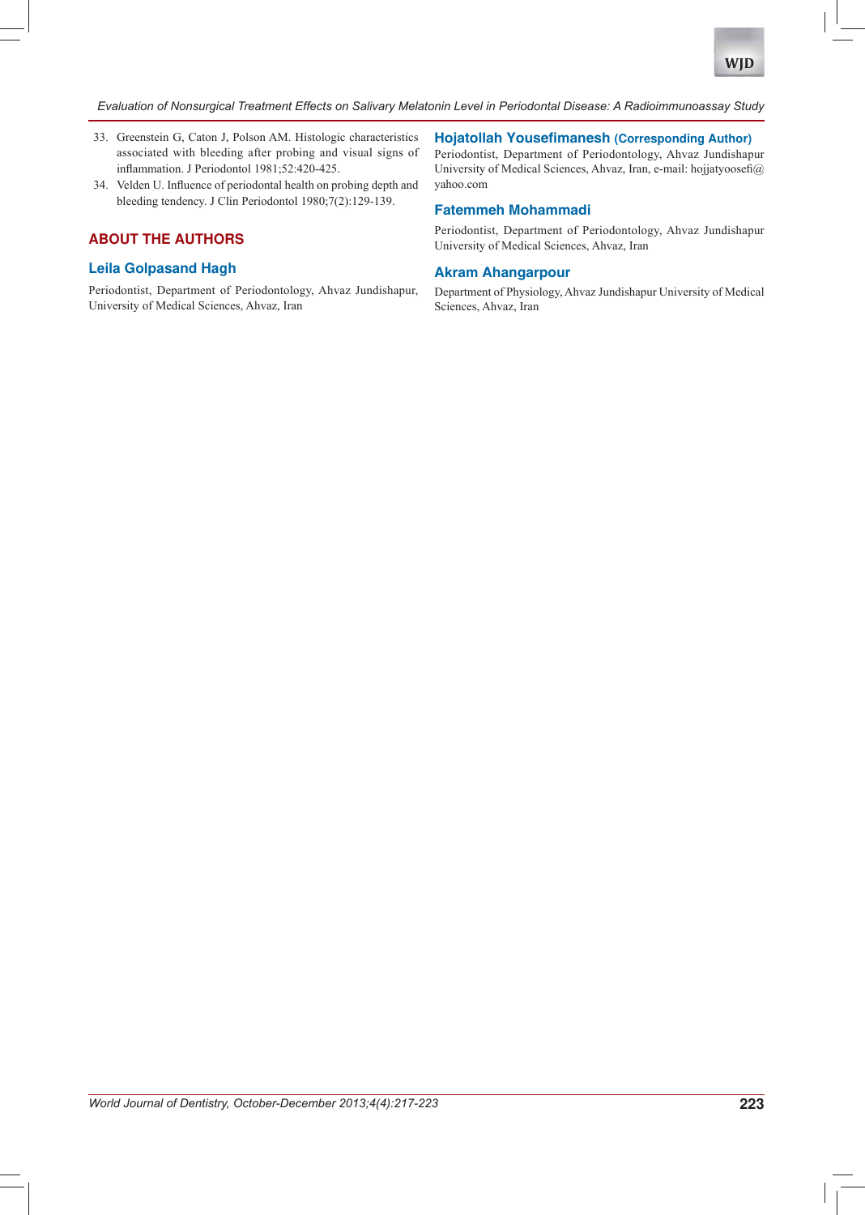33. Greenstein G, Caton J, Polson AM. Histologic characteristics associated with bleeding after probing and visual signs of inflammation. J Periodontol 1981;52:420-425.
34. Velden U. Influence of periodontal health on probing depth and bleeding tendency. J Clin Periodontol 1980;7(2):129-139.

## ABOUT THE AUTHORS

### Leila Golpasand Hagh

Periodontist, Department of Periodontology, Ahvaz Jundishapur, University of Medical Sciences, Ahvaz, Iran

### Hojatollah Yousefimanesh (Corresponding Author)

Periodontist, Department of Periodontology, Ahvaz Jundishapur University of Medical Sciences, Ahvaz, Iran, e-mail: hojjatyoosefi@yahoo.com

### Fatemmeh Mohammadi

Periodontist, Department of Periodontology, Ahvaz Jundishapur University of Medical Sciences, Ahvaz, Iran

### Akram Ahangarpour

Department of Physiology, Ahvaz Jundishapur University of Medical Sciences, Ahvaz, Iran